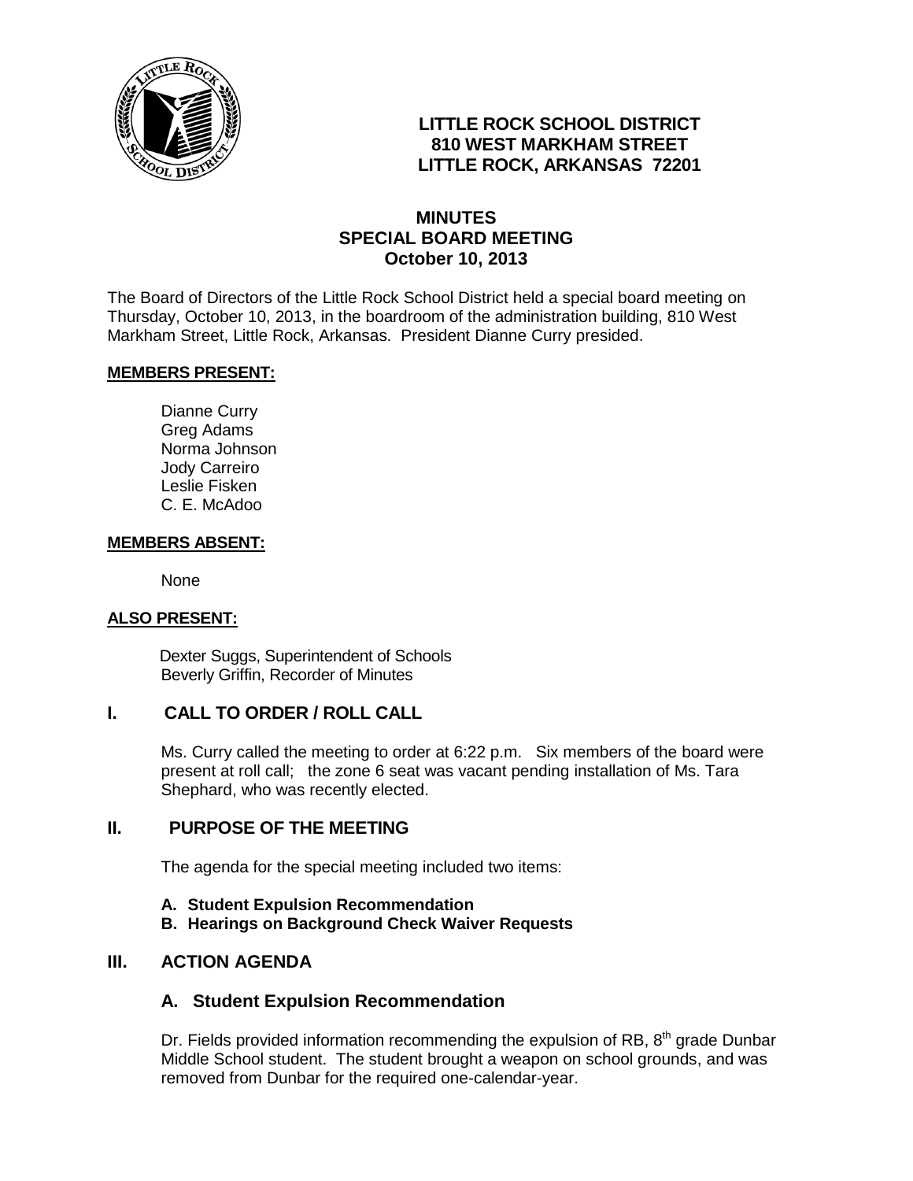**LITTLE ROCK SCHOOL DISTRICT**
**810 WEST MARKHAM STREET**
**LITTLE ROCK, ARKANSAS 72201**

# MINUTES
## SPECIAL BOARD MEETING
**October 10, 2013**

The Board of Directors of the Little Rock School District held a special board meeting on Thursday, October 10, 2013, in the boardroom of the administration building, 810 West Markham Street, Little Rock, Arkansas. President Dianne Curry presided.

**MEMBERS PRESENT:**

Dianne Curry
Greg Adams
Norma Johnson
Jody Carreiro
Leslie Fisken
C. E. McAdoo

**MEMBERS ABSENT:**

None

**ALSO PRESENT:**

Dexter Suggs, Superintendent of Schools
Beverly Griffin, Recorder of Minutes

## I. CALL TO ORDER / ROLL CALL

Ms. Curry called the meeting to order at 6:22 p.m. Six members of the board were present at roll call; the zone 6 seat was vacant pending installation of Ms. Tara Shephard, who was recently elected.

## II. PURPOSE OF THE MEETING

The agenda for the special meeting included two items:

**A. Student Expulsion Recommendation**
**B. Hearings on Background Check Waiver Requests**

## III. ACTION AGENDA

### A. Student Expulsion Recommendation

Dr. Fields provided information recommending the expulsion of RB, 8th grade Dunbar Middle School student. The student brought a weapon on school grounds, and was removed from Dunbar for the required one-calendar-year.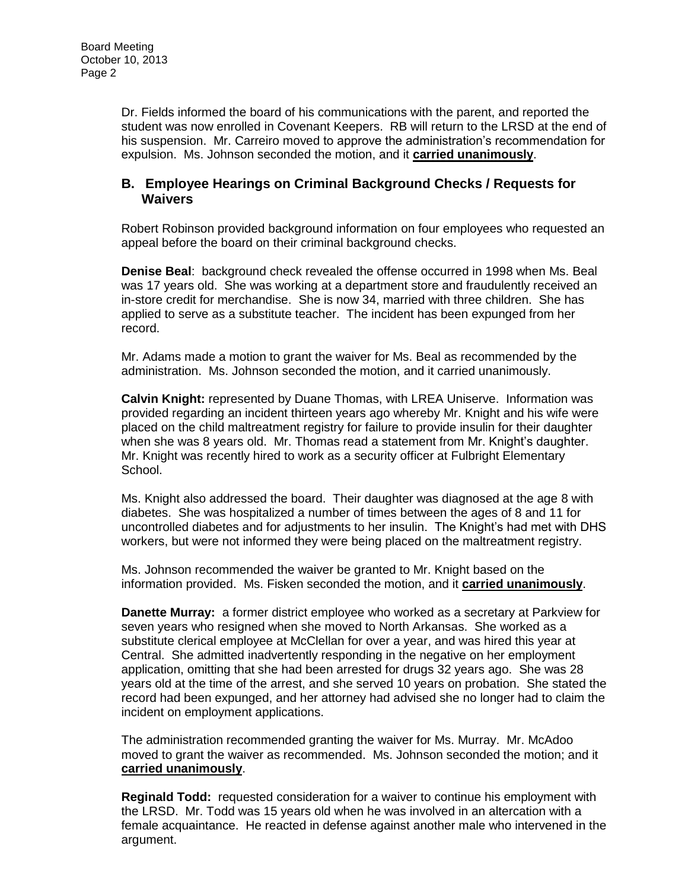Dr. Fields informed the board of his communications with the parent, and reported the student was now enrolled in Covenant Keepers. RB will return to the LRSD at the end of his suspension. Mr. Carreiro moved to approve the administration's recommendation for expulsion. Ms. Johnson seconded the motion, and it **carried unanimously**.

## B. Employee Hearings on Criminal Background Checks / Requests for Waivers

Robert Robinson provided background information on four employees who requested an appeal before the board on their criminal background checks.

**Denise Beal**: background check revealed the offense occurred in 1998 when Ms. Beal was 17 years old. She was working at a department store and fraudulently received an in-store credit for merchandise. She is now 34, married with three children. She has applied to serve as a substitute teacher. The incident has been expunged from her record.

Mr. Adams made a motion to grant the waiver for Ms. Beal as recommended by the administration. Ms. Johnson seconded the motion, and it carried unanimously.

**Calvin Knight:** represented by Duane Thomas, with LREA Uniserve. Information was provided regarding an incident thirteen years ago whereby Mr. Knight and his wife were placed on the child maltreatment registry for failure to provide insulin for their daughter when she was 8 years old. Mr. Thomas read a statement from Mr. Knight's daughter. Mr. Knight was recently hired to work as a security officer at Fulbright Elementary School.

Ms. Knight also addressed the board. Their daughter was diagnosed at the age 8 with diabetes. She was hospitalized a number of times between the ages of 8 and 11 for uncontrolled diabetes and for adjustments to her insulin. The Knight's had met with DHS workers, but were not informed they were being placed on the maltreatment registry.

Ms. Johnson recommended the waiver be granted to Mr. Knight based on the information provided. Ms. Fisken seconded the motion, and it **carried unanimously**.

**Danette Murray:** a former district employee who worked as a secretary at Parkview for seven years who resigned when she moved to North Arkansas. She worked as a substitute clerical employee at McClellan for over a year, and was hired this year at Central. She admitted inadvertently responding in the negative on her employment application, omitting that she had been arrested for drugs 32 years ago. She was 28 years old at the time of the arrest, and she served 10 years on probation. She stated the record had been expunged, and her attorney had advised she no longer had to claim the incident on employment applications.

The administration recommended granting the waiver for Ms. Murray. Mr. McAdoo moved to grant the waiver as recommended. Ms. Johnson seconded the motion; and it **carried unanimously**.

**Reginald Todd:** requested consideration for a waiver to continue his employment with the LRSD. Mr. Todd was 15 years old when he was involved in an altercation with a female acquaintance. He reacted in defense against another male who intervened in the argument.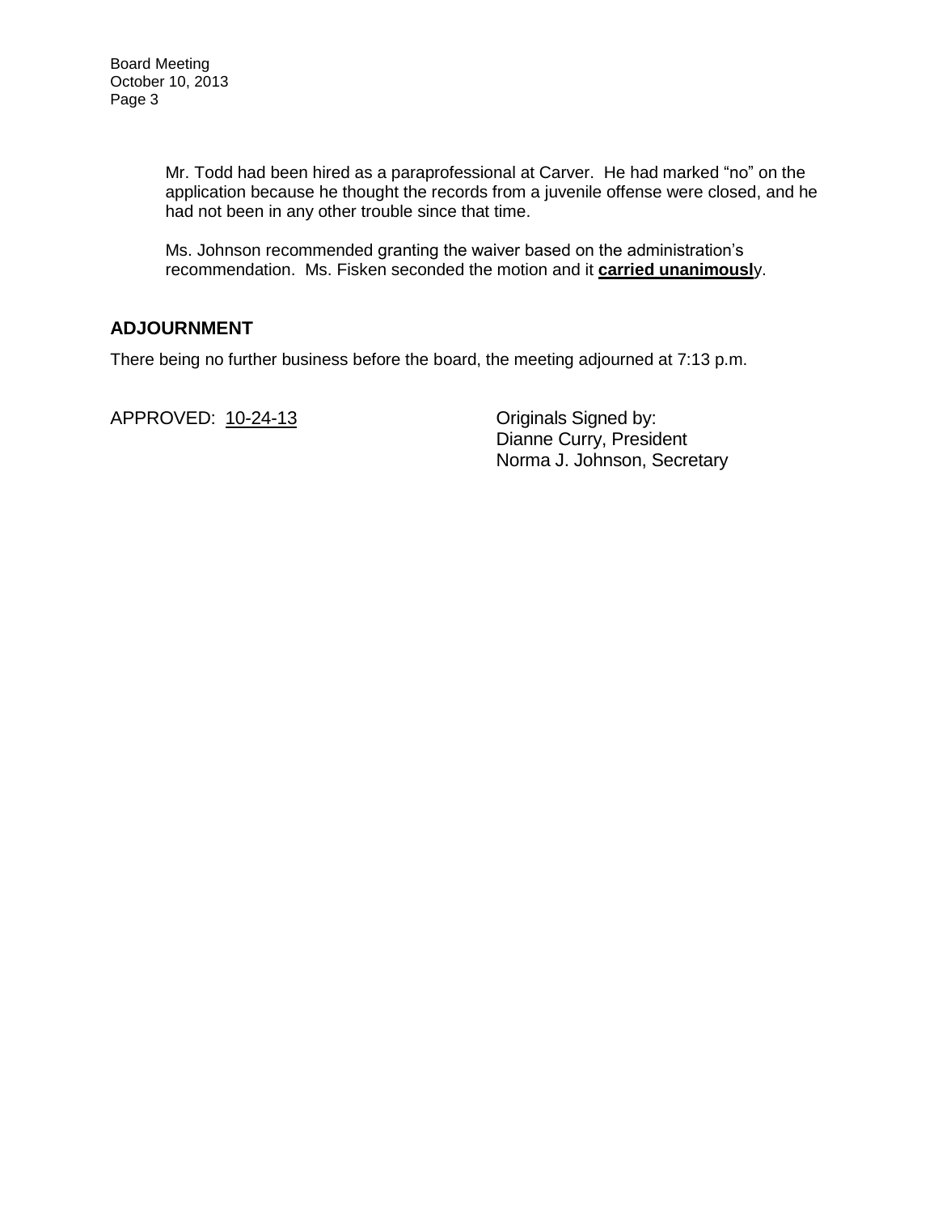Mr. Todd had been hired as a paraprofessional at Carver. He had marked "no" on the application because he thought the records from a juvenile offense were closed, and he had not been in any other trouble since that time.

Ms. Johnson recommended granting the waiver based on the administration's recommendation. Ms. Fisken seconded the motion and it **carried unanimousl**y.

## ADJOURNMENT

There being no further business before the board, the meeting adjourned at 7:13 p.m.

APPROVED: 10-24-13

Originals Signed by:
Dianne Curry, President
Norma J. Johnson, Secretary